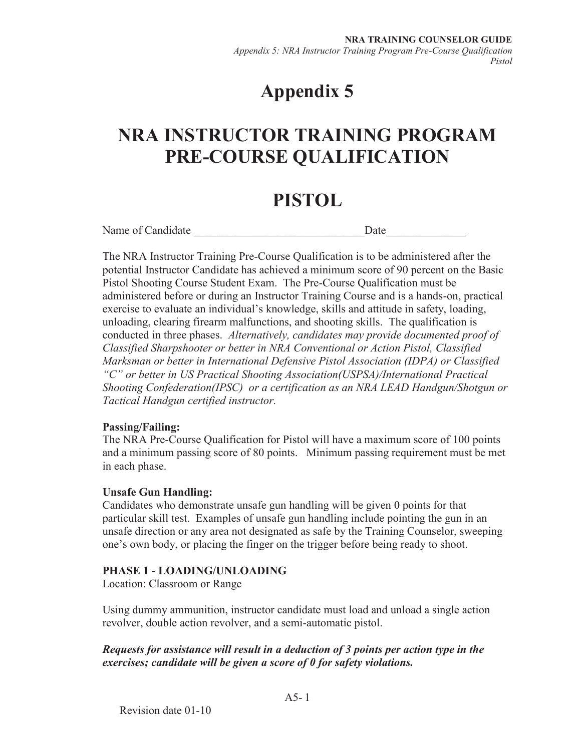# Appendix 5

# NRA INSTRUCTOR TRAINING PROGRAM PRE-COURSE QUALIFICATION

# PISTOL

Name of Candidate ______________________________ Date______________

The NRA Instructor Training Pre-Course Qualification is to be administered after the potential Instructor Candidate has achieved a minimum score of 90 percent on the Basic Pistol Shooting Course Student Exam. The Pre-Course Qualification must be administered before or during an Instructor Training Course and is a hands-on, practical exercise to evaluate an individual's knowledge, skills and attitude in safety, loading, unloading, clearing firearm malfunctions, and shooting skills. The qualification is conducted in three phases. *Alternatively, candidates may provide documented proof of Classified Sharpshooter or better in NRA Conventional or Action Pistol, Classified Marksman or better in International Defensive Pistol Association (IDPA) or Classified "C" or better in US Practical Shooting Association(USPSA)/International Practical Shooting Confederation(IPSC) or a certification as an NRA LEAD Handgun/Shotgun or Tactical Handgun certified instructor.*

**Passing/Failing:**
The NRA Pre-Course Qualification for Pistol will have a maximum score of 100 points and a minimum passing score of 80 points. Minimum passing requirement must be met in each phase.

**Unsafe Gun Handling:**
Candidates who demonstrate unsafe gun handling will be given 0 points for that particular skill test. Examples of unsafe gun handling include pointing the gun in an unsafe direction or any area not designated as safe by the Training Counselor, sweeping one's own body, or placing the finger on the trigger before being ready to shoot.

**PHASE 1 - LOADING/UNLOADING**
Location: Classroom or Range

Using dummy ammunition, instructor candidate must load and unload a single action revolver, double action revolver, and a semi-automatic pistol.

***Requests for assistance will result in a deduction of 3 points per action type in the exercises; candidate will be given a score of 0 for safety violations.***

Revision date 01-10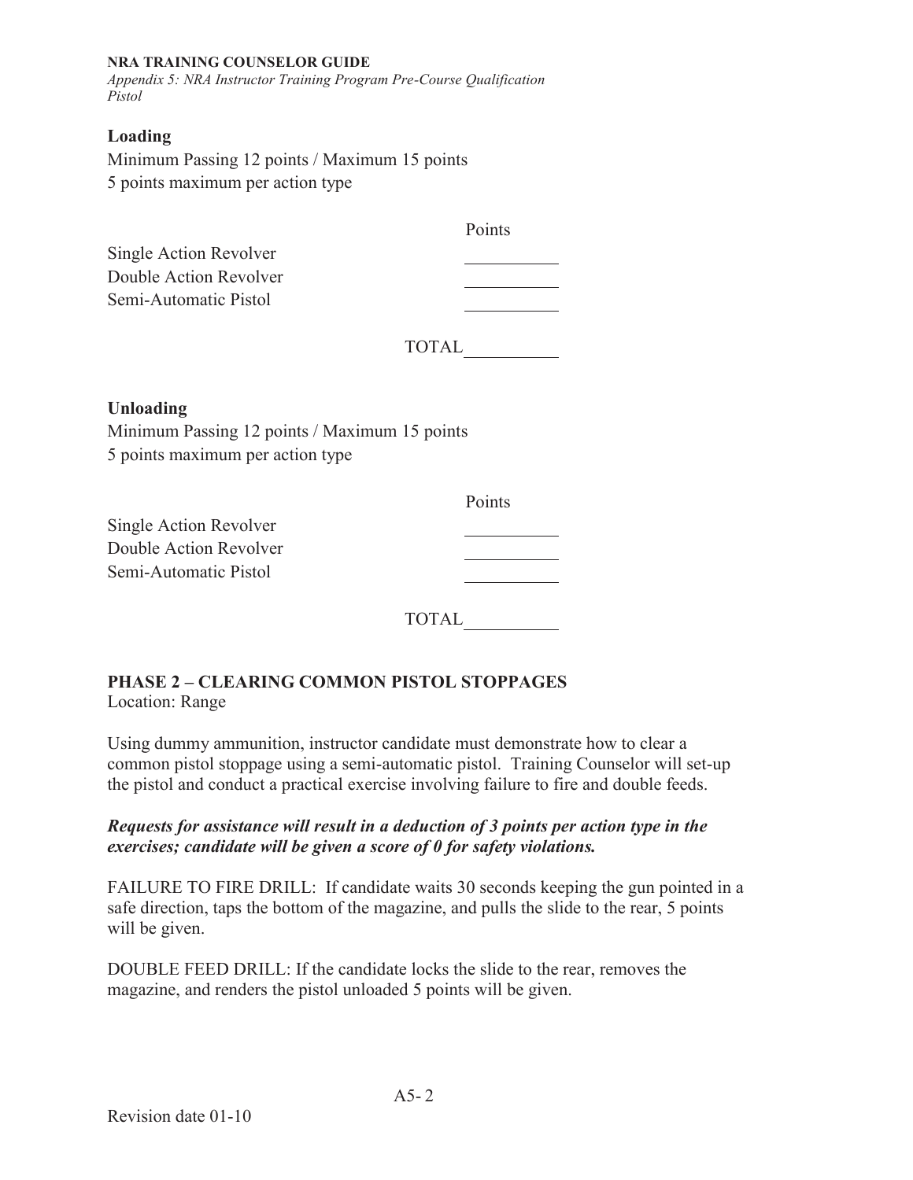**Loading**

Minimum Passing 12 points / Maximum 15 points
5 points maximum per action type

| | Points |
|---|---|
| Single Action Revolver | ________ |
| Double Action Revolver | ________ |
| Semi-Automatic Pistol | ________ |
| TOTAL | ________ |

**Unloading**

Minimum Passing 12 points / Maximum 15 points
5 points maximum per action type

| | Points |
|---|---|
| Single Action Revolver | ________ |
| Double Action Revolver | ________ |
| Semi-Automatic Pistol | ________ |
| TOTAL | ________ |

## PHASE 2 – CLEARING COMMON PISTOL STOPPAGES

Location: Range

Using dummy ammunition, instructor candidate must demonstrate how to clear a common pistol stoppage using a semi-automatic pistol. Training Counselor will set-up the pistol and conduct a practical exercise involving failure to fire and double feeds.

***Requests for assistance will result in a deduction of 3 points per action type in the exercises; candidate will be given a score of 0 for safety violations.***

FAILURE TO FIRE DRILL: If candidate waits 30 seconds keeping the gun pointed in a safe direction, taps the bottom of the magazine, and pulls the slide to the rear, 5 points will be given.

DOUBLE FEED DRILL: If the candidate locks the slide to the rear, removes the magazine, and renders the pistol unloaded 5 points will be given.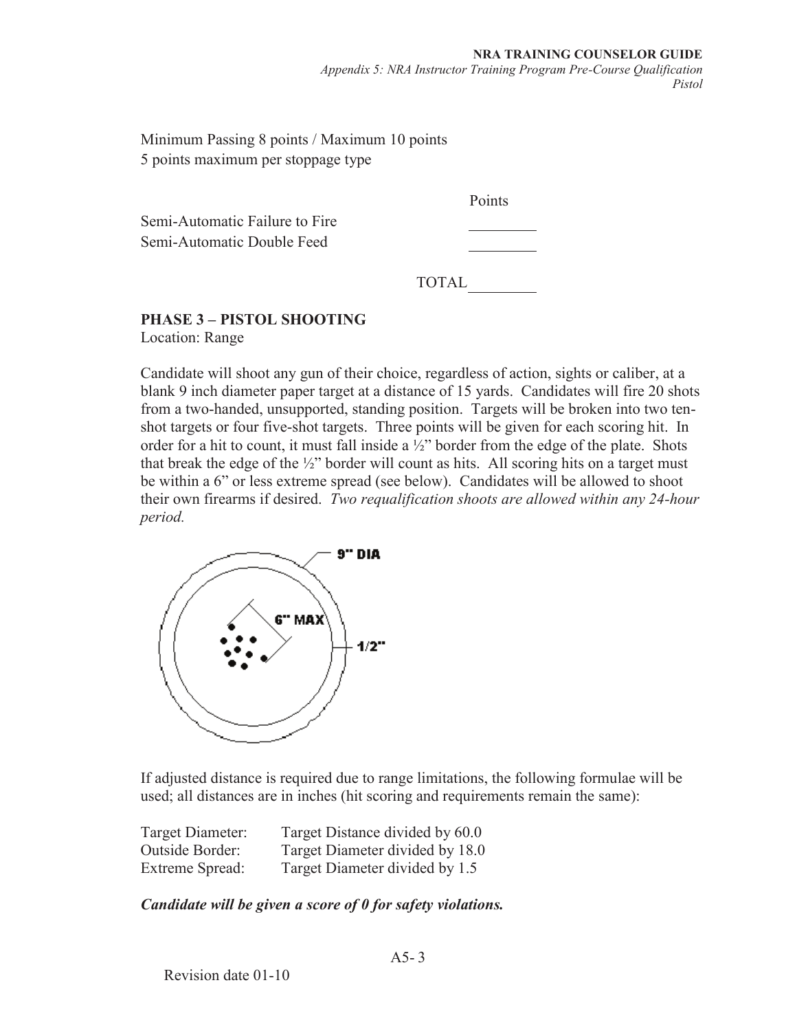Minimum Passing 8 points / Maximum 10 points
5 points maximum per stoppage type

| | Points |
|---|---|
| Semi-Automatic Failure to Fire | ________ |
| Semi-Automatic Double Feed | ________ |
| TOTAL | ________ |

### PHASE 3 – PISTOL SHOOTING

Location: Range

Candidate will shoot any gun of their choice, regardless of action, sights or caliber, at a blank 9 inch diameter paper target at a distance of 15 yards. Candidates will fire 20 shots from a two-handed, unsupported, standing position. Targets will be broken into two ten-shot targets or four five-shot targets. Three points will be given for each scoring hit. In order for a hit to count, it must fall inside a ½" border from the edge of the plate. Shots that break the edge of the ½" border will count as hits. All scoring hits on a target must be within a 6" or less extreme spread (see below). Candidates will be allowed to shoot their own firearms if desired. *Two requalification shoots are allowed within any 24-hour period.*

9" DIA
6" MAX
1/2"

If adjusted distance is required due to range limitations, the following formulae will be used; all distances are in inches (hit scoring and requirements remain the same):

| | |
|---|---|
| Target Diameter: | Target Distance divided by 60.0 |
| Outside Border: | Target Diameter divided by 18.0 |
| Extreme Spread: | Target Diameter divided by 1.5 |

***Candidate will be given a score of 0 for safety violations.***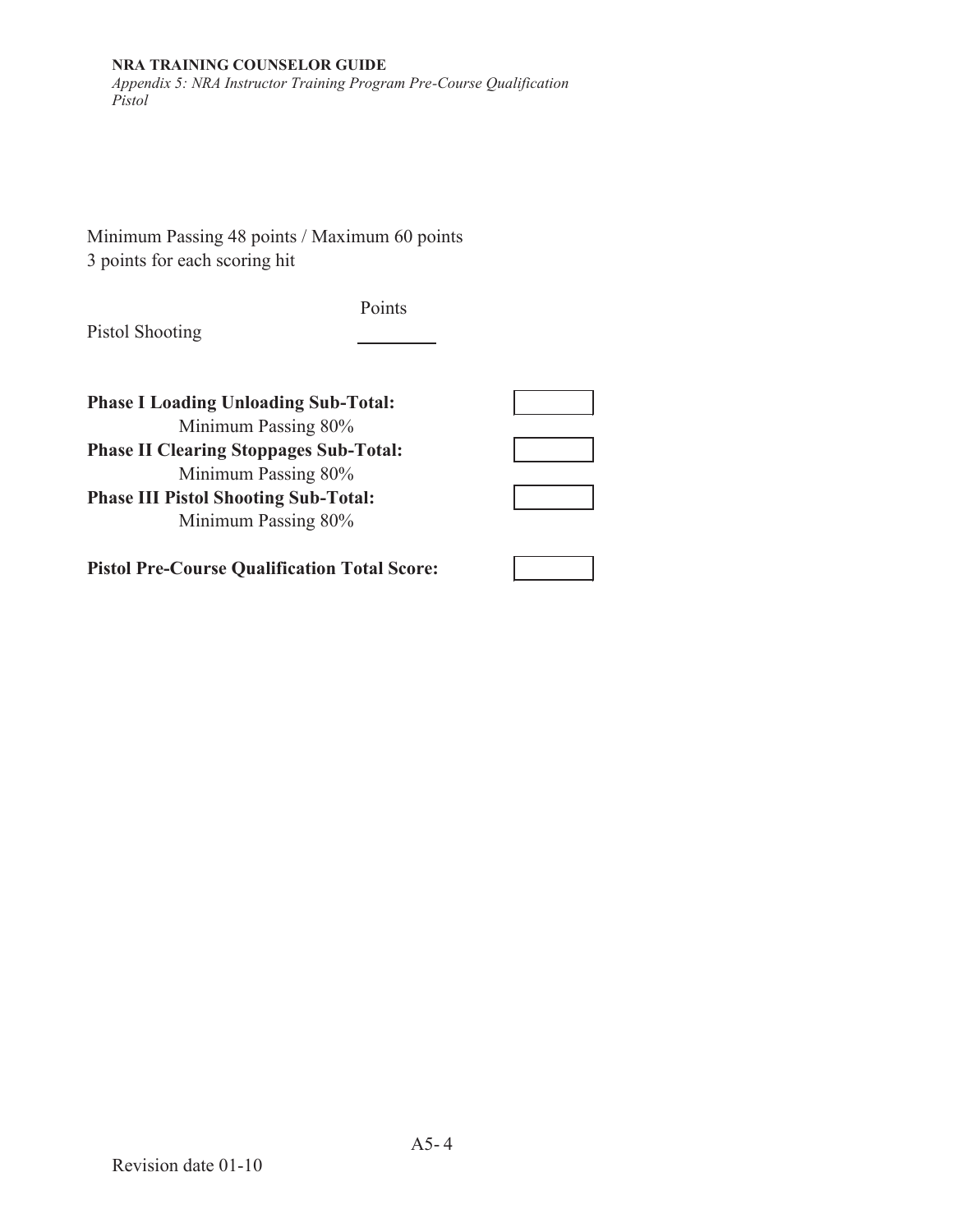Minimum Passing 48 points / Maximum 60 points

3 points for each scoring hit

| | Points |
|---|---|
| Pistol Shooting | ________ |

| | |
|---|---|
| **Phase I Loading Unloading Sub-Total:**<br>Minimum Passing 80% | |
| **Phase II Clearing Stoppages Sub-Total:**<br>Minimum Passing 80% | |
| **Phase III Pistol Shooting Sub-Total:**<br>Minimum Passing 80% | |
| **Pistol Pre-Course Qualification Total Score:** | |

Revision date 01-10